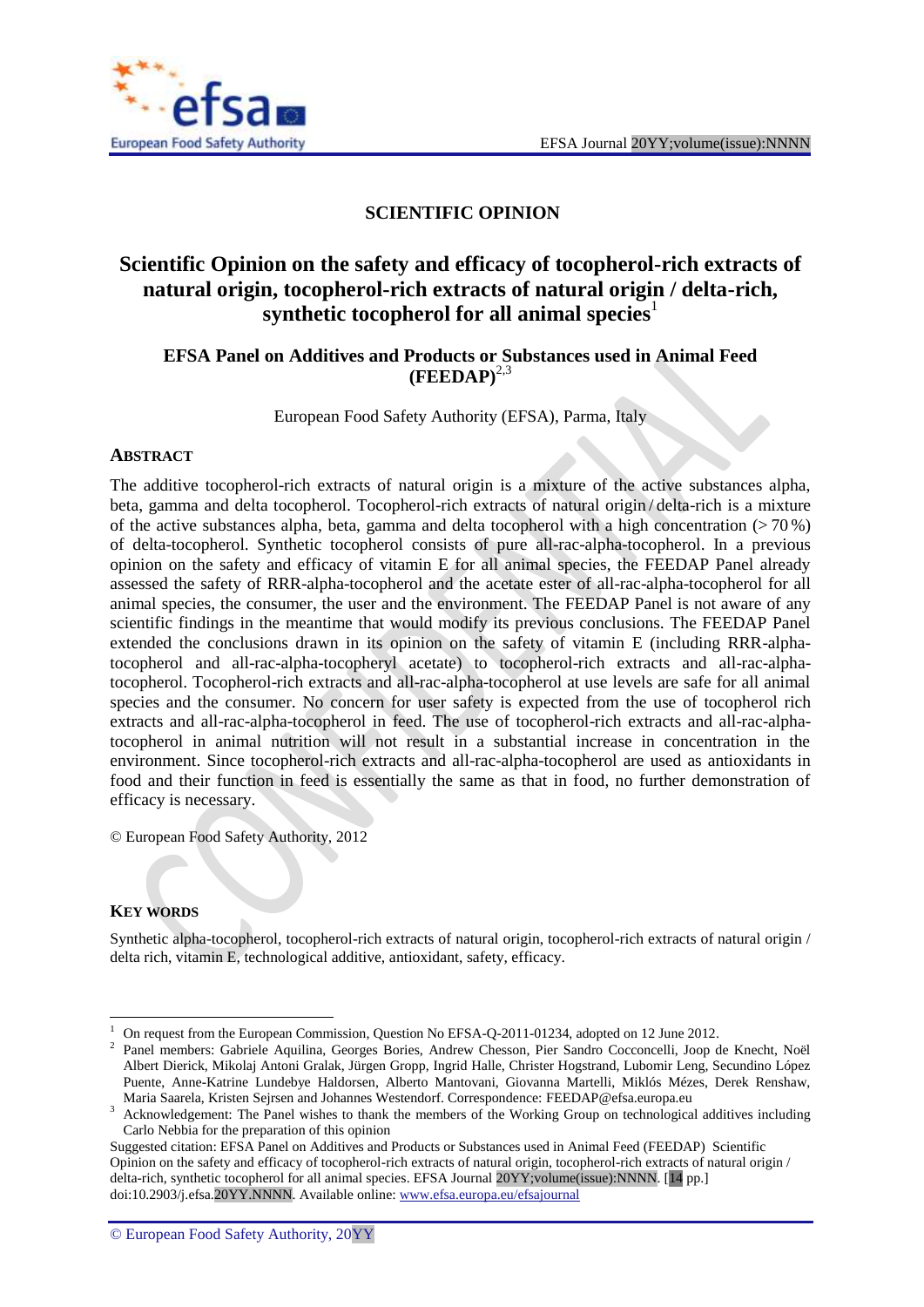## SCIENTIFIC OPINION

# Scientific Opinion on the safety and efficacy of tocopherol-rich extracts of natural origin, tocopherol-rich extracts of natural origin / delta-rich, synthetic tocopherol for all animal species[1]

### EFSA Panel on Additives and Products or Substances used in Animal Feed (FEEDAP)[2,3]

European Food Safety Authority (EFSA), Parma, Italy

## ABSTRACT

The additive tocopherol-rich extracts of natural origin is a mixture of the active substances alpha, beta, gamma and delta tocopherol. Tocopherol-rich extracts of natural origin / delta-rich is a mixture of the active substances alpha, beta, gamma and delta tocopherol with a high concentration (> 70 %) of delta-tocopherol. Synthetic tocopherol consists of pure all-rac-alpha-tocopherol. In a previous opinion on the safety and efficacy of vitamin E for all animal species, the FEEDAP Panel already assessed the safety of RRR-alpha-tocopherol and the acetate ester of all-rac-alpha-tocopherol for all animal species, the consumer, the user and the environment. The FEEDAP Panel is not aware of any scientific findings in the meantime that would modify its previous conclusions. The FEEDAP Panel extended the conclusions drawn in its opinion on the safety of vitamin E (including RRR-alpha-tocopherol and all-rac-alpha-tocopheryl acetate) to tocopherol-rich extracts and all-rac-alpha-tocopherol. Tocopherol-rich extracts and all-rac-alpha-tocopherol at use levels are safe for all animal species and the consumer. No concern for user safety is expected from the use of tocopherol rich extracts and all-rac-alpha-tocopherol in feed. The use of tocopherol-rich extracts and all-rac-alpha-tocopherol in animal nutrition will not result in a substantial increase in concentration in the environment. Since tocopherol-rich extracts and all-rac-alpha-tocopherol are used as antioxidants in food and their function in feed is essentially the same as that in food, no further demonstration of efficacy is necessary.

© European Food Safety Authority, 2012

## KEY WORDS

Synthetic alpha-tocopherol, tocopherol-rich extracts of natural origin, tocopherol-rich extracts of natural origin / delta rich, vitamin E, technological additive, antioxidant, safety, efficacy.

---

[1] On request from the European Commission, Question No EFSA-Q-2011-01234, adopted on 12 June 2012.

[2] Panel members: Gabriele Aquilina, Georges Bories, Andrew Chesson, Pier Sandro Cocconcelli, Joop de Knecht, Noël Albert Dierick, Mikolaj Antoni Gralak, Jürgen Gropp, Ingrid Halle, Christer Hogstrand, Lubomir Leng, Secundino López Puente, Anne-Katrine Lundebye Haldorsen, Alberto Mantovani, Giovanna Martelli, Miklós Mézes, Derek Renshaw, Maria Saarela, Kristen Sejrsen and Johannes Westendorf. Correspondence: FEEDAP@efsa.europa.eu

[3] Acknowledgement: The Panel wishes to thank the members of the Working Group on technological additives including Carlo Nebbia for the preparation of this opinion

Suggested citation: EFSA Panel on Additives and Products or Substances used in Animal Feed (FEEDAP) Scientific Opinion on the safety and efficacy of tocopherol-rich extracts of natural origin, tocopherol-rich extracts of natural origin / delta-rich, synthetic tocopherol for all animal species. EFSA Journal 20YY;volume(issue):NNNN. [14 pp.] doi:10.2903/j.efsa.20YY.NNNN. Available online: www.efsa.europa.eu/efsajournal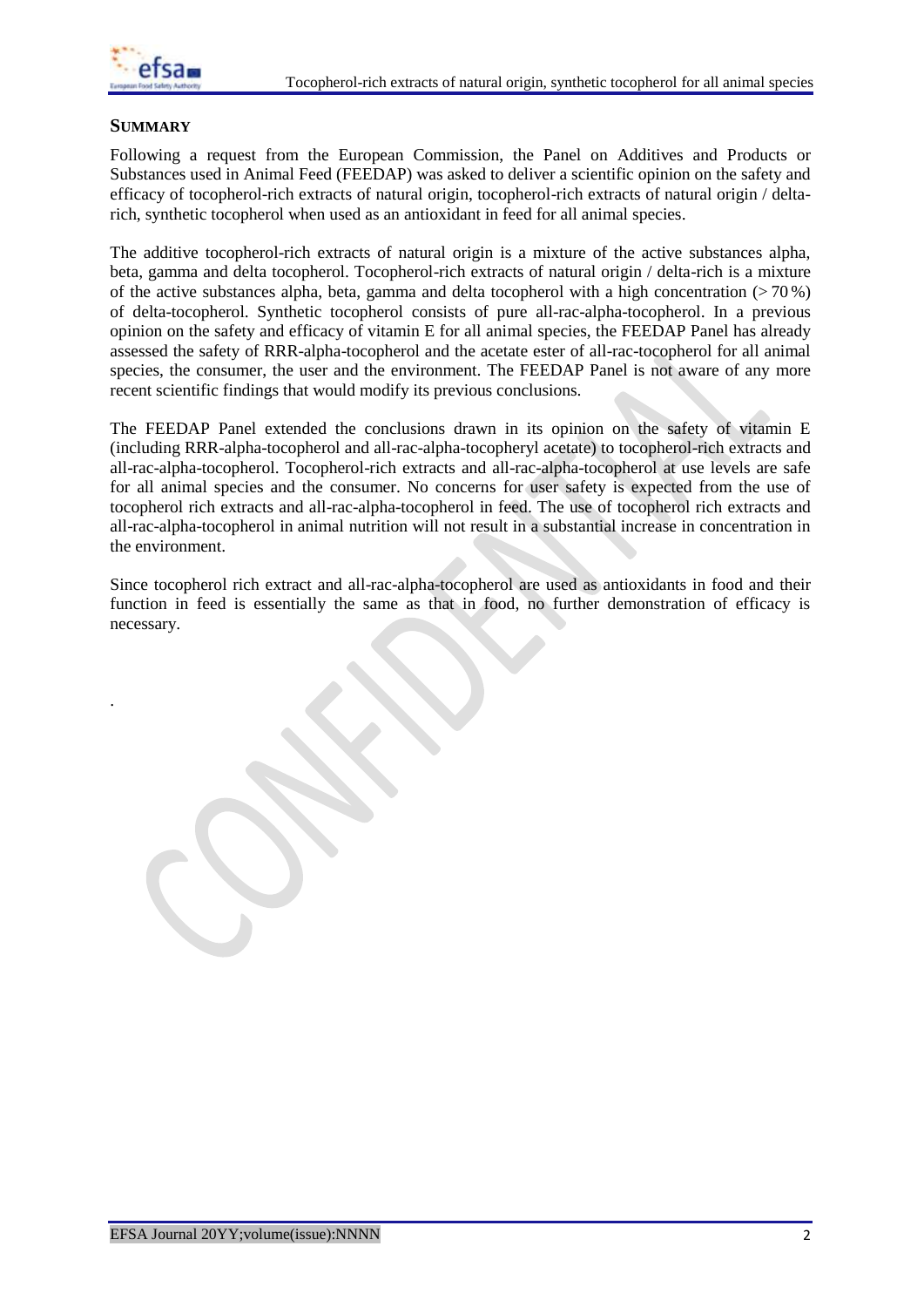## SUMMARY

Following a request from the European Commission, the Panel on Additives and Products or Substances used in Animal Feed (FEEDAP) was asked to deliver a scientific opinion on the safety and efficacy of tocopherol-rich extracts of natural origin, tocopherol-rich extracts of natural origin / delta-rich, synthetic tocopherol when used as an antioxidant in feed for all animal species.

The additive tocopherol-rich extracts of natural origin is a mixture of the active substances alpha, beta, gamma and delta tocopherol. Tocopherol-rich extracts of natural origin / delta-rich is a mixture of the active substances alpha, beta, gamma and delta tocopherol with a high concentration (> 70 %) of delta-tocopherol. Synthetic tocopherol consists of pure all-rac-alpha-tocopherol. In a previous opinion on the safety and efficacy of vitamin E for all animal species, the FEEDAP Panel has already assessed the safety of RRR-alpha-tocopherol and the acetate ester of all-rac-tocopherol for all animal species, the consumer, the user and the environment. The FEEDAP Panel is not aware of any more recent scientific findings that would modify its previous conclusions.

The FEEDAP Panel extended the conclusions drawn in its opinion on the safety of vitamin E (including RRR-alpha-tocopherol and all-rac-alpha-tocopheryl acetate) to tocopherol-rich extracts and all-rac-alpha-tocopherol. Tocopherol-rich extracts and all-rac-alpha-tocopherol at use levels are safe for all animal species and the consumer. No concerns for user safety is expected from the use of tocopherol rich extracts and all-rac-alpha-tocopherol in feed. The use of tocopherol rich extracts and all-rac-alpha-tocopherol in animal nutrition will not result in a substantial increase in concentration in the environment.

Since tocopherol rich extract and all-rac-alpha-tocopherol are used as antioxidants in food and their function in feed is essentially the same as that in food, no further demonstration of efficacy is necessary.

.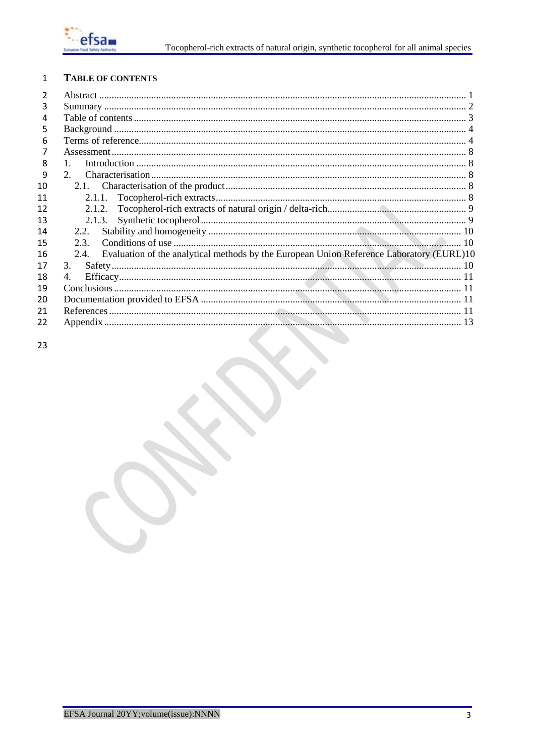# TABLE OF CONTENTS

Abstract ..... 1
Summary ..... 2
Table of contents ..... 3
Background ..... 4
Terms of reference ..... 4
Assessment ..... 8
1. Introduction ..... 8
2. Characterisation ..... 8
   2.1. Characterisation of the product ..... 8
      2.1.1. Tocopherol-rich extracts ..... 8
      2.1.2. Tocopherol-rich extracts of natural origin / delta-rich ..... 9
      2.1.3. Synthetic tocopherol ..... 9
   2.2. Stability and homogeneity ..... 10
   2.3. Conditions of use ..... 10
   2.4. Evaluation of the analytical methods by the European Union Reference Laboratory (EURL) ..... 10
3. Safety ..... 10
4. Efficacy ..... 11
Conclusions ..... 11
Documentation provided to EFSA ..... 11
References ..... 11
Appendix ..... 13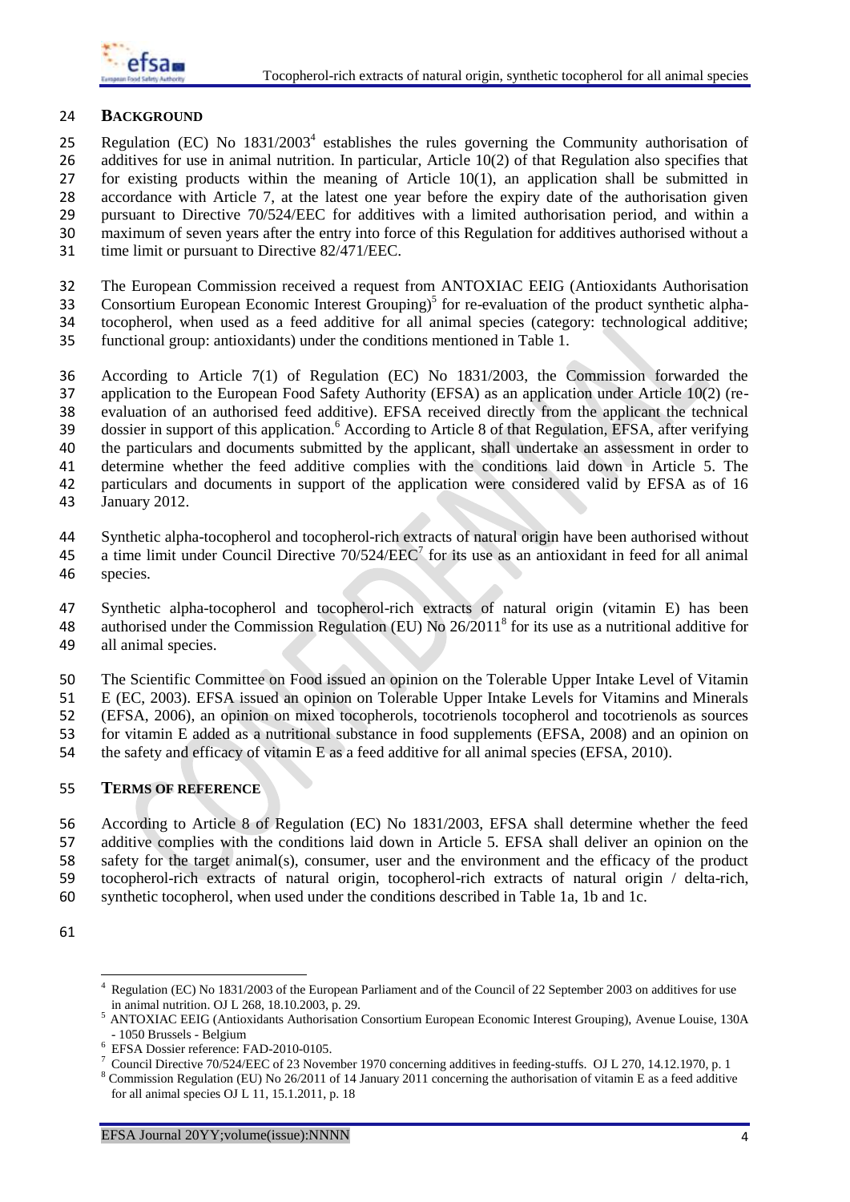## BACKGROUND

Regulation (EC) No 1831/2003[4] establishes the rules governing the Community authorisation of additives for use in animal nutrition. In particular, Article 10(2) of that Regulation also specifies that for existing products within the meaning of Article 10(1), an application shall be submitted in accordance with Article 7, at the latest one year before the expiry date of the authorisation given pursuant to Directive 70/524/EEC for additives with a limited authorisation period, and within a maximum of seven years after the entry into force of this Regulation for additives authorised without a time limit or pursuant to Directive 82/471/EEC.

The European Commission received a request from ANTOXIAC EEIG (Antioxidants Authorisation Consortium European Economic Interest Grouping)[5] for re-evaluation of the product synthetic alpha-tocopherol, when used as a feed additive for all animal species (category: technological additive; functional group: antioxidants) under the conditions mentioned in Table 1.

According to Article 7(1) of Regulation (EC) No 1831/2003, the Commission forwarded the application to the European Food Safety Authority (EFSA) as an application under Article 10(2) (re-evaluation of an authorised feed additive). EFSA received directly from the applicant the technical dossier in support of this application.[6] According to Article 8 of that Regulation, EFSA, after verifying the particulars and documents submitted by the applicant, shall undertake an assessment in order to determine whether the feed additive complies with the conditions laid down in Article 5. The particulars and documents in support of the application were considered valid by EFSA as of 16 January 2012.

Synthetic alpha-tocopherol and tocopherol-rich extracts of natural origin have been authorised without a time limit under Council Directive 70/524/EEC[7] for its use as an antioxidant in feed for all animal species.

Synthetic alpha-tocopherol and tocopherol-rich extracts of natural origin (vitamin E) has been authorised under the Commission Regulation (EU) No 26/2011[8] for its use as a nutritional additive for all animal species.

The Scientific Committee on Food issued an opinion on the Tolerable Upper Intake Level of Vitamin E (EC, 2003). EFSA issued an opinion on Tolerable Upper Intake Levels for Vitamins and Minerals (EFSA, 2006), an opinion on mixed tocopherols, tocotrienols tocopherol and tocotrienols as sources for vitamin E added as a nutritional substance in food supplements (EFSA, 2008) and an opinion on the safety and efficacy of vitamin E as a feed additive for all animal species (EFSA, 2010).

## TERMS OF REFERENCE

According to Article 8 of Regulation (EC) No 1831/2003, EFSA shall determine whether the feed additive complies with the conditions laid down in Article 5. EFSA shall deliver an opinion on the safety for the target animal(s), consumer, user and the environment and the efficacy of the product tocopherol-rich extracts of natural origin, tocopherol-rich extracts of natural origin / delta-rich, synthetic tocopherol, when used under the conditions described in Table 1a, 1b and 1c.

---

[4] Regulation (EC) No 1831/2003 of the European Parliament and of the Council of 22 September 2003 on additives for use in animal nutrition. OJ L 268, 18.10.2003, p. 29.

[5] ANTOXIAC EEIG (Antioxidants Authorisation Consortium European Economic Interest Grouping), Avenue Louise, 130A - 1050 Brussels - Belgium

[6] EFSA Dossier reference: FAD-2010-0105.

[7] Council Directive 70/524/EEC of 23 November 1970 concerning additives in feeding-stuffs. OJ L 270, 14.12.1970, p. 1

[8] Commission Regulation (EU) No 26/2011 of 14 January 2011 concerning the authorisation of vitamin E as a feed additive for all animal species OJ L 11, 15.1.2011, p. 18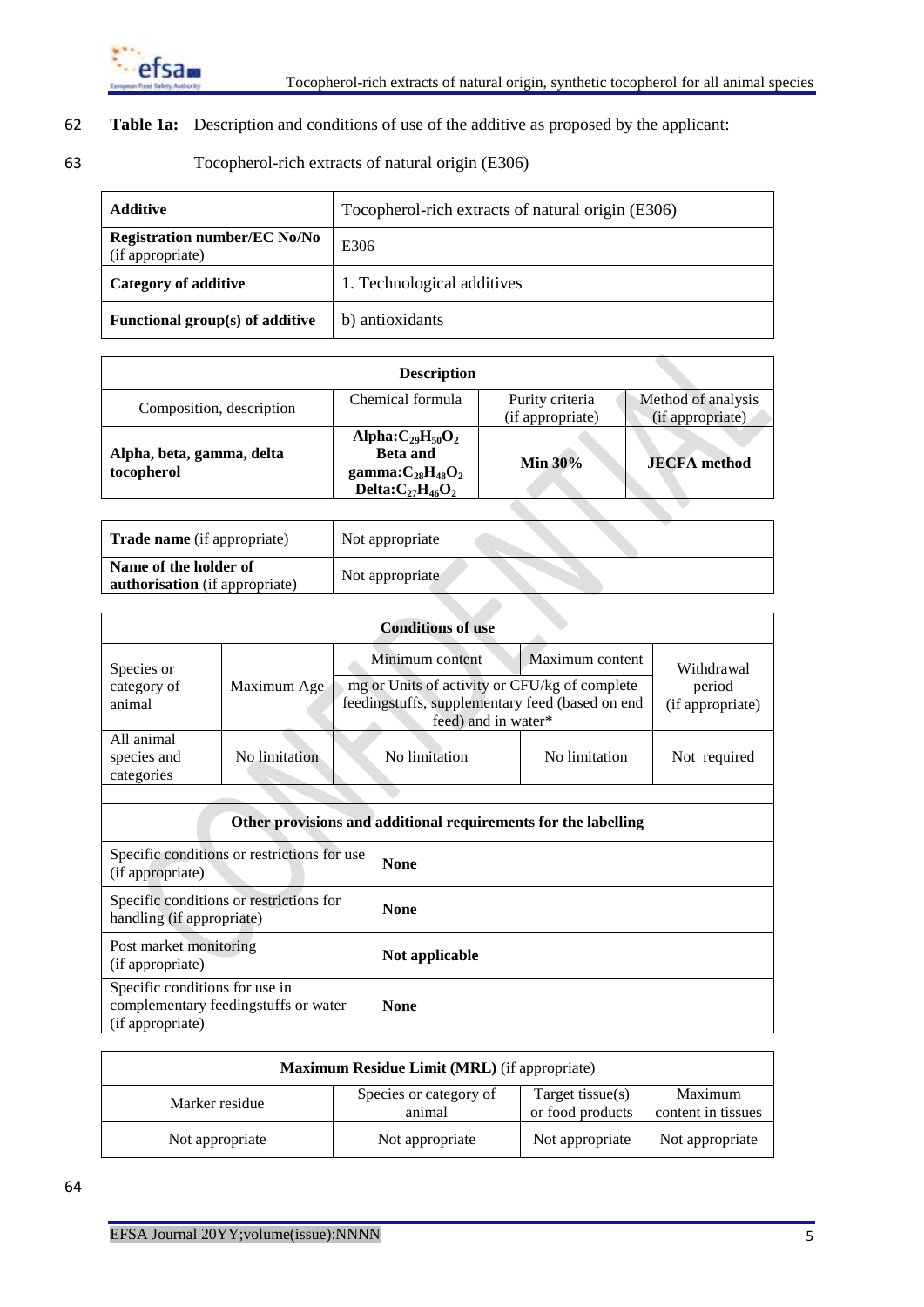**Table 1a:** Description and conditions of use of the additive as proposed by the applicant:

Tocopherol-rich extracts of natural origin (E306)

| **Additive** | Tocopherol-rich extracts of natural origin (E306) |
|---|---|
| **Registration number/EC No/No** (if appropriate) | E306 |
| **Category of additive** | 1. Technological additives |
| **Functional group(s) of additive** | b) antioxidants |

| **Description** | | | |
|---|---|---|---|
| Composition, description | Chemical formula | Purity criteria (if appropriate) | Method of analysis (if appropriate) |
| **Alpha, beta, gamma, delta tocopherol** | **Alpha:** $C_{29}H_{50}O_2$ **Beta and gamma:** $C_{28}H_{48}O_2$ **Delta:** $C_{27}H_{46}O_2$ | **Min 30%** | **JECFA method** |

| **Trade name** (if appropriate) | Not appropriate |
|---|---|
| **Name of the holder of authorisation** (if appropriate) | Not appropriate |

| **Conditions of use** | | | | |
|---|---|---|---|---|
| Species or category of animal | Maximum Age | Minimum content | Maximum content | Withdrawal period (if appropriate) |
| | | mg or Units of activity or CFU/kg of complete feedingstuffs, supplementary feed (based on end feed) and in water* | | |
| All animal species and categories | No limitation | No limitation | No limitation | Not required |

| **Other provisions and additional requirements for the labelling** | |
|---|---|
| Specific conditions or restrictions for use (if appropriate) | **None** |
| Specific conditions or restrictions for handling (if appropriate) | **None** |
| Post market monitoring (if appropriate) | **Not applicable** |
| Specific conditions for use in complementary feedingstuffs or water (if appropriate) | **None** |

| **Maximum Residue Limit (MRL)** (if appropriate) | | | |
|---|---|---|---|
| Marker residue | Species or category of animal | Target tissue(s) or food products | Maximum content in tissues |
| Not appropriate | Not appropriate | Not appropriate | Not appropriate |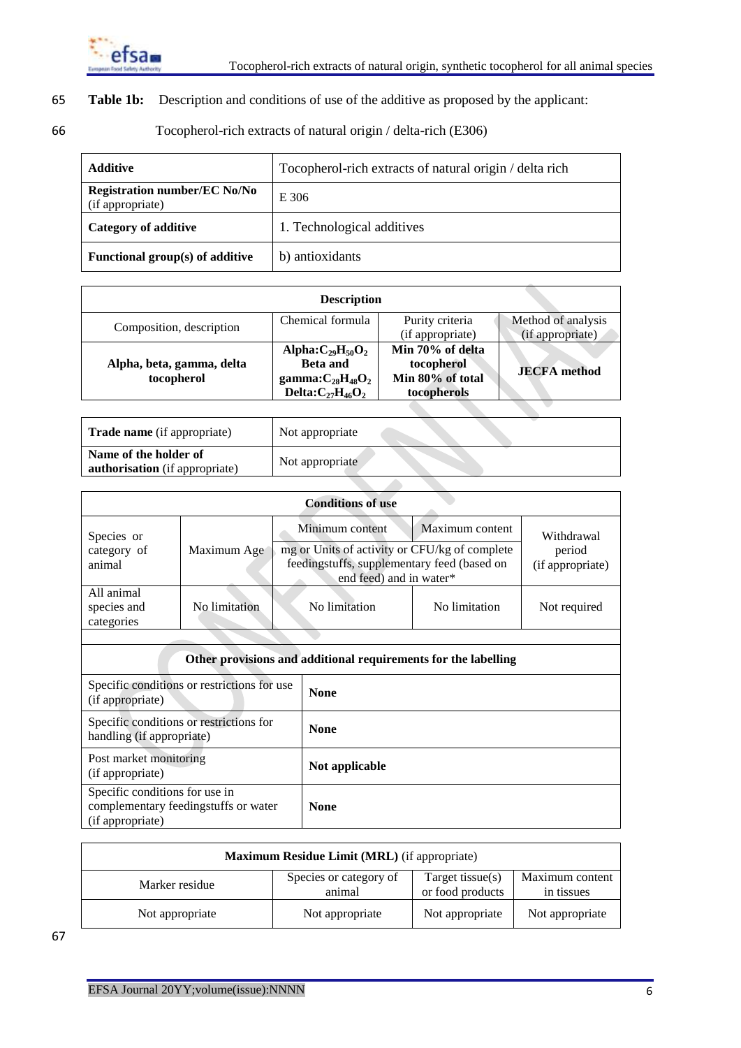**Table 1b:** Description and conditions of use of the additive as proposed by the applicant:

Tocopherol-rich extracts of natural origin / delta-rich (E306)

| **Additive** | Tocopherol-rich extracts of natural origin / delta rich |
|---|---|
| **Registration number/EC No/No** (if appropriate) | E 306 |
| **Category of additive** | 1. Technological additives |
| **Functional group(s) of additive** | b) antioxidants |

| **Description** | | | |
|---|---|---|---|
| Composition, description | Chemical formula | Purity criteria (if appropriate) | Method of analysis (if appropriate) |
| **Alpha, beta, gamma, delta tocopherol** | **Alpha:** $C_{29}H_{50}O_2$ **Beta and gamma:** $C_{28}H_{48}O_2$ **Delta:** $C_{27}H_{46}O_2$ | **Min 70% of delta tocopherol Min 80% of total tocopherols** | **JECFA method** |

| **Trade name** (if appropriate) | Not appropriate |
|---|---|
| **Name of the holder of authorisation** (if appropriate) | Not appropriate |

| **Conditions of use** | | | | |
|---|---|---|---|---|
| Species or category of animal | Maximum Age | Minimum content | Maximum content | Withdrawal period (if appropriate) |
| | | mg or Units of activity or CFU/kg of complete feedingstuffs, supplementary feed (based on end feed) and in water* | | |
| All animal species and categories | No limitation | No limitation | No limitation | Not required |

| **Other provisions and additional requirements for the labelling** | |
|---|---|
| Specific conditions or restrictions for use (if appropriate) | **None** |
| Specific conditions or restrictions for handling (if appropriate) | **None** |
| Post market monitoring (if appropriate) | **Not applicable** |
| Specific conditions for use in complementary feedingstuffs or water (if appropriate) | **None** |

| **Maximum Residue Limit (MRL)** (if appropriate) | | | |
|---|---|---|---|
| Marker residue | Species or category of animal | Target tissue(s) or food products | Maximum content in tissues |
| Not appropriate | Not appropriate | Not appropriate | Not appropriate |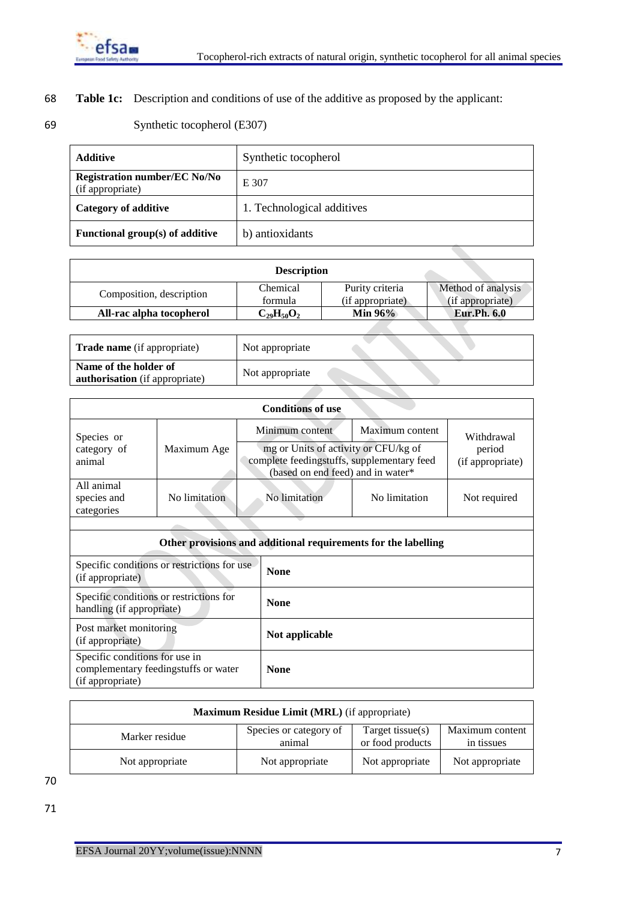**Table 1c:** Description and conditions of use of the additive as proposed by the applicant:

Synthetic tocopherol (E307)

| **Additive** | Synthetic tocopherol |
|---|---|
| **Registration number/EC No/No** (if appropriate) | E 307 |
| **Category of additive** | 1. Technological additives |
| **Functional group(s) of additive** | b) antioxidants |

| **Description** | | | |
|---|---|---|---|
| Composition, description | Chemical formula | Purity criteria (if appropriate) | Method of analysis (if appropriate) |
| **All-rac alpha tocopherol** | $C_{29}H_{50}O_2$ | **Min 96%** | **Eur.Ph. 6.0** |

| **Trade name** (if appropriate) | Not appropriate |
|---|---|
| **Name of the holder of authorisation** (if appropriate) | Not appropriate |

| **Conditions of use** | | | | |
|---|---|---|---|---|
| Species or category of animal | Maximum Age | Minimum content | Maximum content | Withdrawal period (if appropriate) |
| | | mg or Units of activity or CFU/kg of complete feedingstuffs, supplementary feed (based on end feed) and in water* | | |
| All animal species and categories | No limitation | No limitation | No limitation | Not required |

| **Other provisions and additional requirements for the labelling** | |
|---|---|
| Specific conditions or restrictions for use (if appropriate) | **None** |
| Specific conditions or restrictions for handling (if appropriate) | **None** |
| Post market monitoring (if appropriate) | **Not applicable** |
| Specific conditions for use in complementary feedingstuffs or water (if appropriate) | **None** |

| **Maximum Residue Limit (MRL)** (if appropriate) | | | |
|---|---|---|---|
| Marker residue | Species or category of animal | Target tissue(s) or food products | Maximum content in tissues |
| Not appropriate | Not appropriate | Not appropriate | Not appropriate |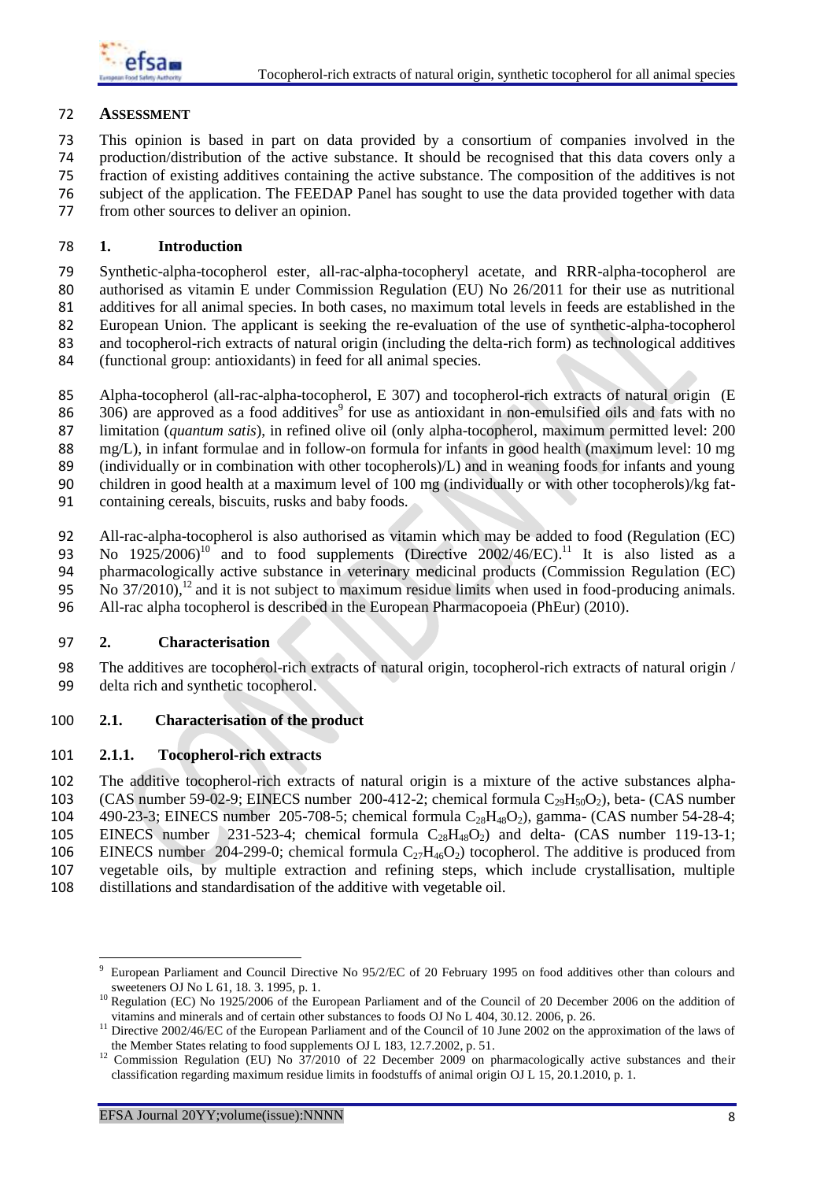# ASSESSMENT

This opinion is based in part on data provided by a consortium of companies involved in the production/distribution of the active substance. It should be recognised that this data covers only a fraction of existing additives containing the active substance. The composition of the additives is not subject of the application. The FEEDAP Panel has sought to use the data provided together with data from other sources to deliver an opinion.

## 1. Introduction

Synthetic-alpha-tocopherol ester, all-rac-alpha-tocopheryl acetate, and RRR-alpha-tocopherol are authorised as vitamin E under Commission Regulation (EU) No 26/2011 for their use as nutritional additives for all animal species. In both cases, no maximum total levels in feeds are established in the European Union. The applicant is seeking the re-evaluation of the use of synthetic-alpha-tocopherol and tocopherol-rich extracts of natural origin (including the delta-rich form) as technological additives (functional group: antioxidants) in feed for all animal species.

Alpha-tocopherol (all-rac-alpha-tocopherol, E 307) and tocopherol-rich extracts of natural origin (E 306) are approved as a food additives[9] for use as antioxidant in non-emulsified oils and fats with no limitation (*quantum satis*), in refined olive oil (only alpha-tocopherol, maximum permitted level: 200 mg/L), in infant formulae and in follow-on formula for infants in good health (maximum level: 10 mg (individually or in combination with other tocopherols)/L) and in weaning foods for infants and young children in good health at a maximum level of 100 mg (individually or with other tocopherols)/kg fat-containing cereals, biscuits, rusks and baby foods.

All-rac-alpha-tocopherol is also authorised as vitamin which may be added to food (Regulation (EC) No 1925/2006)[10] and to food supplements (Directive 2002/46/EC).[11] It is also listed as a pharmacologically active substance in veterinary medicinal products (Commission Regulation (EC) No 37/2010),[12] and it is not subject to maximum residue limits when used in food-producing animals. All-rac alpha tocopherol is described in the European Pharmacopoeia (PhEur) (2010).

## 2. Characterisation

The additives are tocopherol-rich extracts of natural origin, tocopherol-rich extracts of natural origin / delta rich and synthetic tocopherol.

### 2.1. Characterisation of the product

#### 2.1.1. Tocopherol-rich extracts

The additive tocopherol-rich extracts of natural origin is a mixture of the active substances alpha- (CAS number 59-02-9; EINECS number 200-412-2; chemical formula $C_{29}H_{50}O_2$), beta- (CAS number 490-23-3; EINECS number 205-708-5; chemical formula $C_{28}H_{48}O_2$), gamma- (CAS number 54-28-4; EINECS number 231-523-4; chemical formula $C_{28}H_{48}O_2$) and delta- (CAS number 119-13-1; EINECS number 204-299-0; chemical formula $C_{27}H_{46}O_2$) tocopherol. The additive is produced from vegetable oils, by multiple extraction and refining steps, which include crystallisation, multiple distillations and standardisation of the additive with vegetable oil.

---

[9] European Parliament and Council Directive No 95/2/EC of 20 February 1995 on food additives other than colours and sweeteners OJ No L 61, 18. 3. 1995, p. 1.

[10] Regulation (EC) No 1925/2006 of the European Parliament and of the Council of 20 December 2006 on the addition of vitamins and minerals and of certain other substances to foods OJ No L 404, 30.12. 2006, p. 26.

[11] Directive 2002/46/EC of the European Parliament and of the Council of 10 June 2002 on the approximation of the laws of the Member States relating to food supplements OJ L 183, 12.7.2002, p. 51.

[12] Commission Regulation (EU) No 37/2010 of 22 December 2009 on pharmacologically active substances and their classification regarding maximum residue limits in foodstuffs of animal origin OJ L 15, 20.1.2010, p. 1.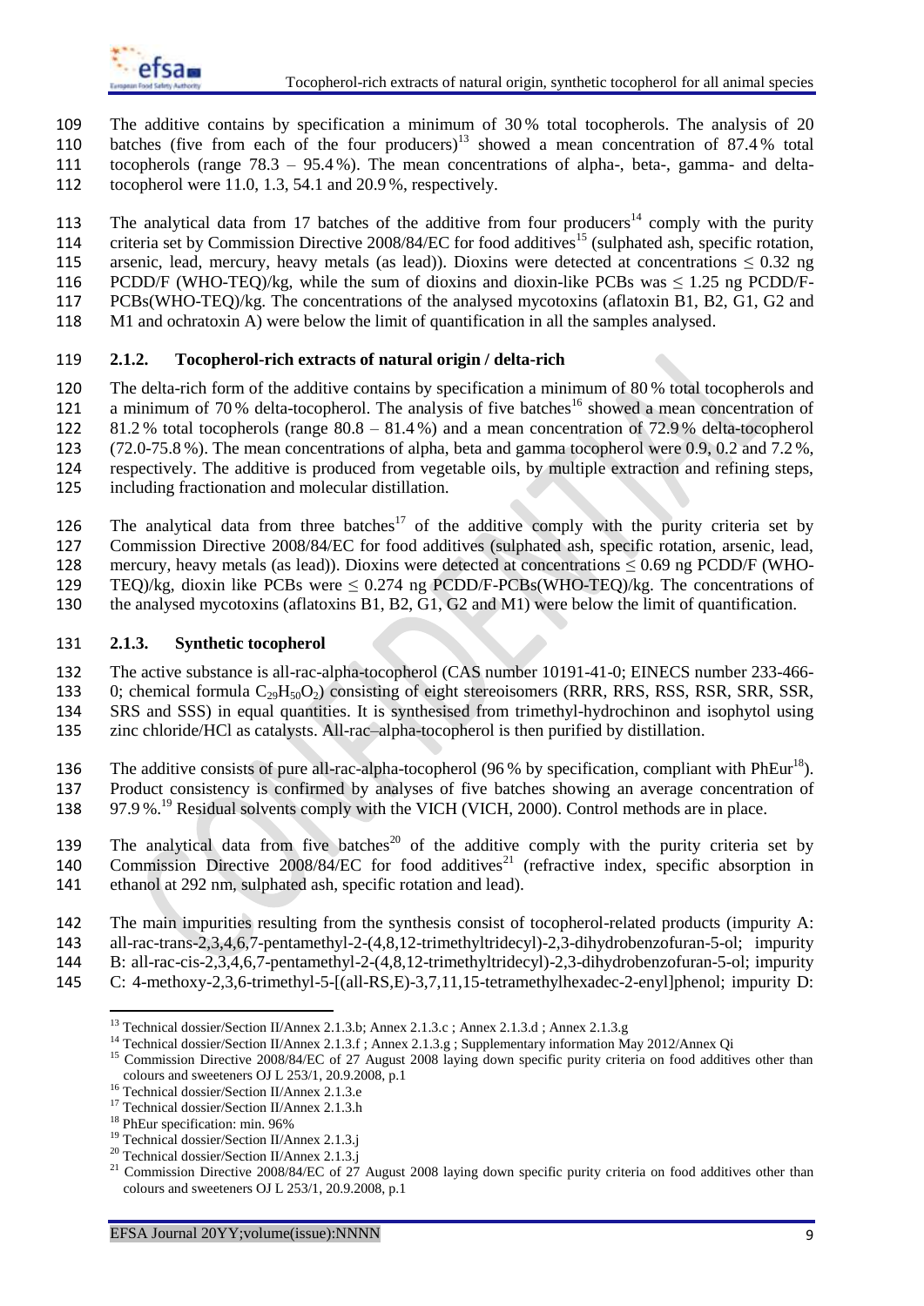The additive contains by specification a minimum of 30 % total tocopherols. The analysis of 20 batches (five from each of the four producers)[13] showed a mean concentration of 87.4 % total tocopherols (range 78.3 – 95.4 %). The mean concentrations of alpha-, beta-, gamma- and delta-tocopherol were 11.0, 1.3, 54.1 and 20.9 %, respectively.

The analytical data from 17 batches of the additive from four producers[14] comply with the purity criteria set by Commission Directive 2008/84/EC for food additives[15] (sulphated ash, specific rotation, arsenic, lead, mercury, heavy metals (as lead)). Dioxins were detected at concentrations ≤ 0.32 ng PCDD/F (WHO-TEQ)/kg, while the sum of dioxins and dioxin-like PCBs was ≤ 1.25 ng PCDD/F-PCBs(WHO-TEQ)/kg. The concentrations of the analysed mycotoxins (aflatoxin B1, B2, G1, G2 and M1 and ochratoxin A) were below the limit of quantification in all the samples analysed.

### 2.1.2. Tocopherol-rich extracts of natural origin / delta-rich

The delta-rich form of the additive contains by specification a minimum of 80 % total tocopherols and a minimum of 70 % delta-tocopherol. The analysis of five batches[16] showed a mean concentration of 81.2 % total tocopherols (range 80.8 – 81.4 %) and a mean concentration of 72.9 % delta-tocopherol (72.0-75.8 %). The mean concentrations of alpha, beta and gamma tocopherol were 0.9, 0.2 and 7.2 %, respectively. The additive is produced from vegetable oils, by multiple extraction and refining steps, including fractionation and molecular distillation.

The analytical data from three batches[17] of the additive comply with the purity criteria set by Commission Directive 2008/84/EC for food additives (sulphated ash, specific rotation, arsenic, lead, mercury, heavy metals (as lead)). Dioxins were detected at concentrations ≤ 0.69 ng PCDD/F (WHO-TEQ)/kg, dioxin like PCBs were ≤ 0.274 ng PCDD/F-PCBs(WHO-TEQ)/kg. The concentrations of the analysed mycotoxins (aflatoxins B1, B2, G1, G2 and M1) were below the limit of quantification.

### 2.1.3. Synthetic tocopherol

The active substance is all-rac-alpha-tocopherol (CAS number 10191-41-0; EINECS number 233-466-0; chemical formula $C_{29}H_{50}O_2$) consisting of eight stereoisomers (RRR, RRS, RSS, RSR, SRR, SSR, SRS and SSS) in equal quantities. It is synthesised from trimethyl-hydrochinon and isophytol using zinc chloride/HCl as catalysts. All-rac–alpha-tocopherol is then purified by distillation.

The additive consists of pure all-rac-alpha-tocopherol (96 % by specification, compliant with PhEur[18]). Product consistency is confirmed by analyses of five batches showing an average concentration of 97.9 %.[19] Residual solvents comply with the VICH (VICH, 2000). Control methods are in place.

The analytical data from five batches[20] of the additive comply with the purity criteria set by Commission Directive 2008/84/EC for food additives[21] (refractive index, specific absorption in ethanol at 292 nm, sulphated ash, specific rotation and lead).

The main impurities resulting from the synthesis consist of tocopherol-related products (impurity A: all-rac-trans-2,3,4,6,7-pentamethyl-2-(4,8,12-trimethyltridecyl)-2,3-dihydrobenzofuran-5-ol; impurity B: all-rac-cis-2,3,4,6,7-pentamethyl-2-(4,8,12-trimethyltridecyl)-2,3-dihydrobenzofuran-5-ol; impurity C: 4-methoxy-2,3,6-trimethyl-5-[(all-RS,E)-3,7,11,15-tetramethylhexadec-2-enyl]phenol; impurity D:

---

[13] Technical dossier/Section II/Annex 2.1.3.b; Annex 2.1.3.c ; Annex 2.1.3.d ; Annex 2.1.3.g

[14] Technical dossier/Section II/Annex 2.1.3.f ; Annex 2.1.3.g ; Supplementary information May 2012/Annex Qi

[15] Commission Directive 2008/84/EC of 27 August 2008 laying down specific purity criteria on food additives other than colours and sweeteners OJ L 253/1, 20.9.2008, p.1

[16] Technical dossier/Section II/Annex 2.1.3.e

[17] Technical dossier/Section II/Annex 2.1.3.h

[18] PhEur specification: min. 96%

[19] Technical dossier/Section II/Annex 2.1.3.j

[20] Technical dossier/Section II/Annex 2.1.3.j

[21] Commission Directive 2008/84/EC of 27 August 2008 laying down specific purity criteria on food additives other than colours and sweeteners OJ L 253/1, 20.9.2008, p.1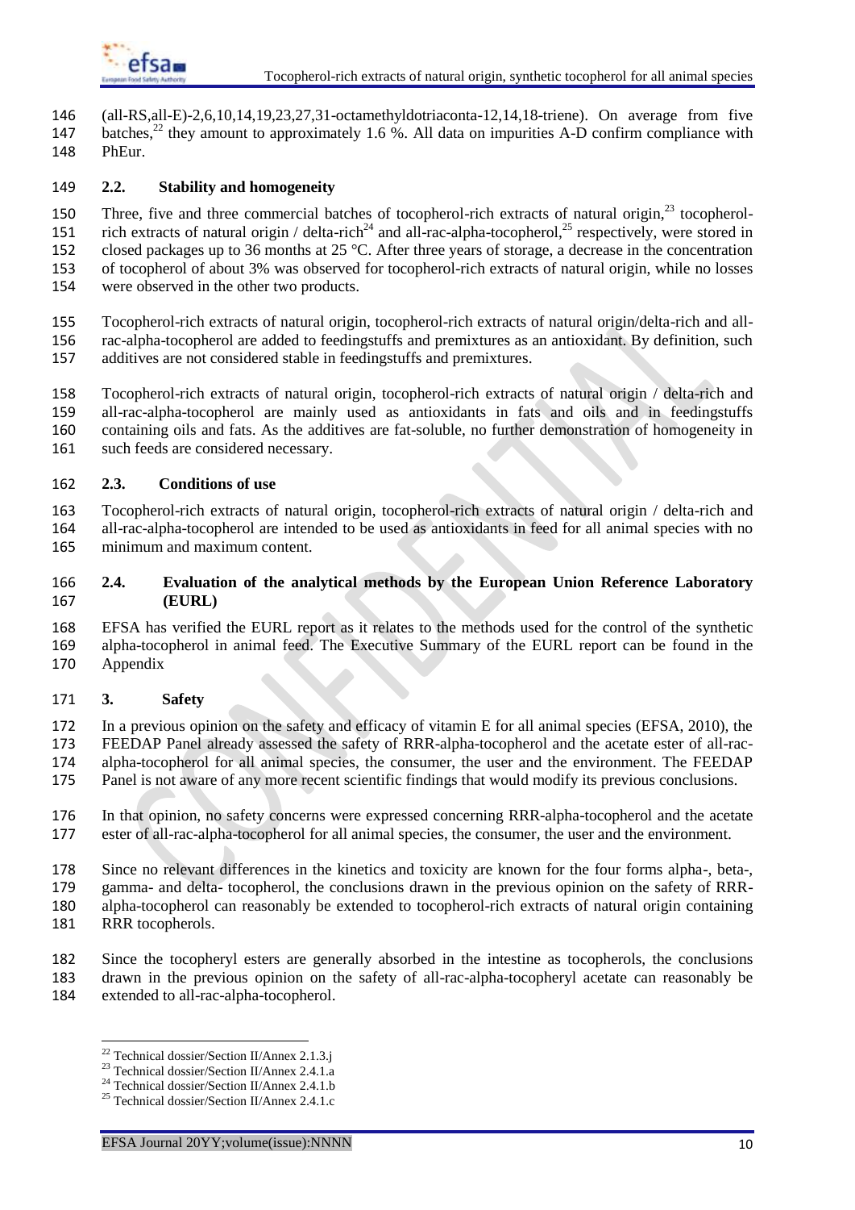(all-RS,all-E)-2,6,10,14,19,23,27,31-octamethyldotriaconta-12,14,18-triene). On average from five batches,[22] they amount to approximately 1.6 %. All data on impurities A-D confirm compliance with PhEur.

### 2.2. Stability and homogeneity

Three, five and three commercial batches of tocopherol-rich extracts of natural origin,[23] tocopherol-rich extracts of natural origin / delta-rich[24] and all-rac-alpha-tocopherol,[25] respectively, were stored in closed packages up to 36 months at 25 °C. After three years of storage, a decrease in the concentration of tocopherol of about 3% was observed for tocopherol-rich extracts of natural origin, while no losses were observed in the other two products.

Tocopherol-rich extracts of natural origin, tocopherol-rich extracts of natural origin/delta-rich and all-rac-alpha-tocopherol are added to feedingstuffs and premixtures as an antioxidant. By definition, such additives are not considered stable in feedingstuffs and premixtures.

Tocopherol-rich extracts of natural origin, tocopherol-rich extracts of natural origin / delta-rich and all-rac-alpha-tocopherol are mainly used as antioxidants in fats and oils and in feedingstuffs containing oils and fats. As the additives are fat-soluble, no further demonstration of homogeneity in such feeds are considered necessary.

### 2.3. Conditions of use

Tocopherol-rich extracts of natural origin, tocopherol-rich extracts of natural origin / delta-rich and all-rac-alpha-tocopherol are intended to be used as antioxidants in feed for all animal species with no minimum and maximum content.

### 2.4. Evaluation of the analytical methods by the European Union Reference Laboratory (EURL)

EFSA has verified the EURL report as it relates to the methods used for the control of the synthetic alpha-tocopherol in animal feed. The Executive Summary of the EURL report can be found in the Appendix

## 3. Safety

In a previous opinion on the safety and efficacy of vitamin E for all animal species (EFSA, 2010), the FEEDAP Panel already assessed the safety of RRR-alpha-tocopherol and the acetate ester of all-rac-alpha-tocopherol for all animal species, the consumer, the user and the environment. The FEEDAP Panel is not aware of any more recent scientific findings that would modify its previous conclusions.

In that opinion, no safety concerns were expressed concerning RRR-alpha-tocopherol and the acetate ester of all-rac-alpha-tocopherol for all animal species, the consumer, the user and the environment.

Since no relevant differences in the kinetics and toxicity are known for the four forms alpha-, beta-, gamma- and delta- tocopherol, the conclusions drawn in the previous opinion on the safety of RRR-alpha-tocopherol can reasonably be extended to tocopherol-rich extracts of natural origin containing RRR tocopherols.

Since the tocopheryl esters are generally absorbed in the intestine as tocopherols, the conclusions drawn in the previous opinion on the safety of all-rac-alpha-tocopheryl acetate can reasonably be extended to all-rac-alpha-tocopherol.

---

[22] Technical dossier/Section II/Annex 2.1.3.j

[23] Technical dossier/Section II/Annex 2.4.1.a

[24] Technical dossier/Section II/Annex 2.4.1.b

[25] Technical dossier/Section II/Annex 2.4.1.c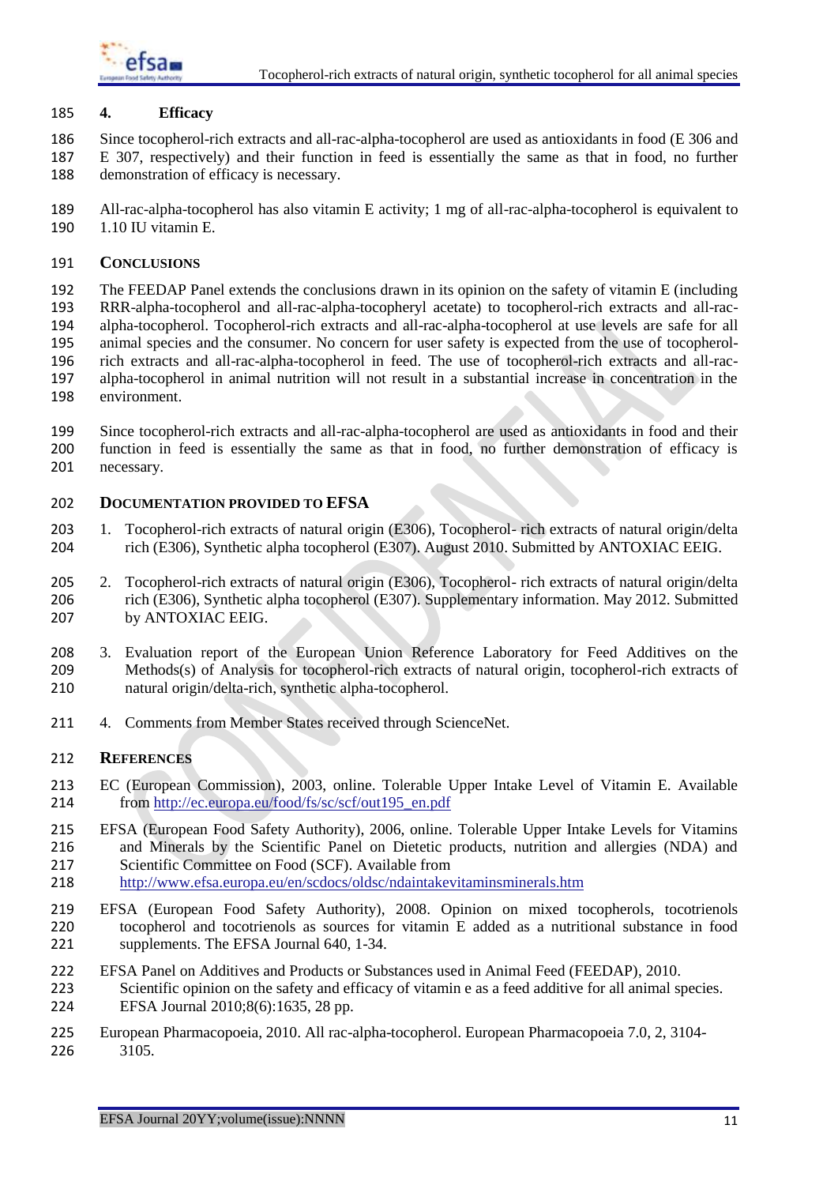## 4. Efficacy

Since tocopherol-rich extracts and all-rac-alpha-tocopherol are used as antioxidants in food (E 306 and E 307, respectively) and their function in feed is essentially the same as that in food, no further demonstration of efficacy is necessary.

All-rac-alpha-tocopherol has also vitamin E activity; 1 mg of all-rac-alpha-tocopherol is equivalent to 1.10 IU vitamin E.

## Conclusions

The FEEDAP Panel extends the conclusions drawn in its opinion on the safety of vitamin E (including RRR-alpha-tocopherol and all-rac-alpha-tocopheryl acetate) to tocopherol-rich extracts and all-rac-alpha-tocopherol. Tocopherol-rich extracts and all-rac-alpha-tocopherol at use levels are safe for all animal species and the consumer. No concern for user safety is expected from the use of tocopherol-rich extracts and all-rac-alpha-tocopherol in feed. The use of tocopherol-rich extracts and all-rac-alpha-tocopherol in animal nutrition will not result in a substantial increase in concentration in the environment.

Since tocopherol-rich extracts and all-rac-alpha-tocopherol are used as antioxidants in food and their function in feed is essentially the same as that in food, no further demonstration of efficacy is necessary.

## Documentation provided to EFSA

1. Tocopherol-rich extracts of natural origin (E306), Tocopherol- rich extracts of natural origin/delta rich (E306), Synthetic alpha tocopherol (E307). August 2010. Submitted by ANTOXIAC EEIG.
2. Tocopherol-rich extracts of natural origin (E306), Tocopherol- rich extracts of natural origin/delta rich (E306), Synthetic alpha tocopherol (E307). Supplementary information. May 2012. Submitted by ANTOXIAC EEIG.
3. Evaluation report of the European Union Reference Laboratory for Feed Additives on the Methods(s) of Analysis for tocopherol-rich extracts of natural origin, tocopherol-rich extracts of natural origin/delta-rich, synthetic alpha-tocopherol.
4. Comments from Member States received through ScienceNet.

## References

EC (European Commission), 2003, online. Tolerable Upper Intake Level of Vitamin E. Available from http://ec.europa.eu/food/fs/sc/scf/out195_en.pdf

EFSA (European Food Safety Authority), 2006, online. Tolerable Upper Intake Levels for Vitamins and Minerals by the Scientific Panel on Dietetic products, nutrition and allergies (NDA) and Scientific Committee on Food (SCF). Available from http://www.efsa.europa.eu/en/scdocs/oldsc/ndaintakevitaminsminerals.htm

EFSA (European Food Safety Authority), 2008. Opinion on mixed tocopherols, tocotrienols tocopherol and tocotrienols as sources for vitamin E added as a nutritional substance in food supplements. The EFSA Journal 640, 1-34.

EFSA Panel on Additives and Products or Substances used in Animal Feed (FEEDAP), 2010. Scientific opinion on the safety and efficacy of vitamin e as a feed additive for all animal species. EFSA Journal 2010;8(6):1635, 28 pp.

European Pharmacopoeia, 2010. All rac-alpha-tocopherol. European Pharmacopoeia 7.0, 2, 3104-3105.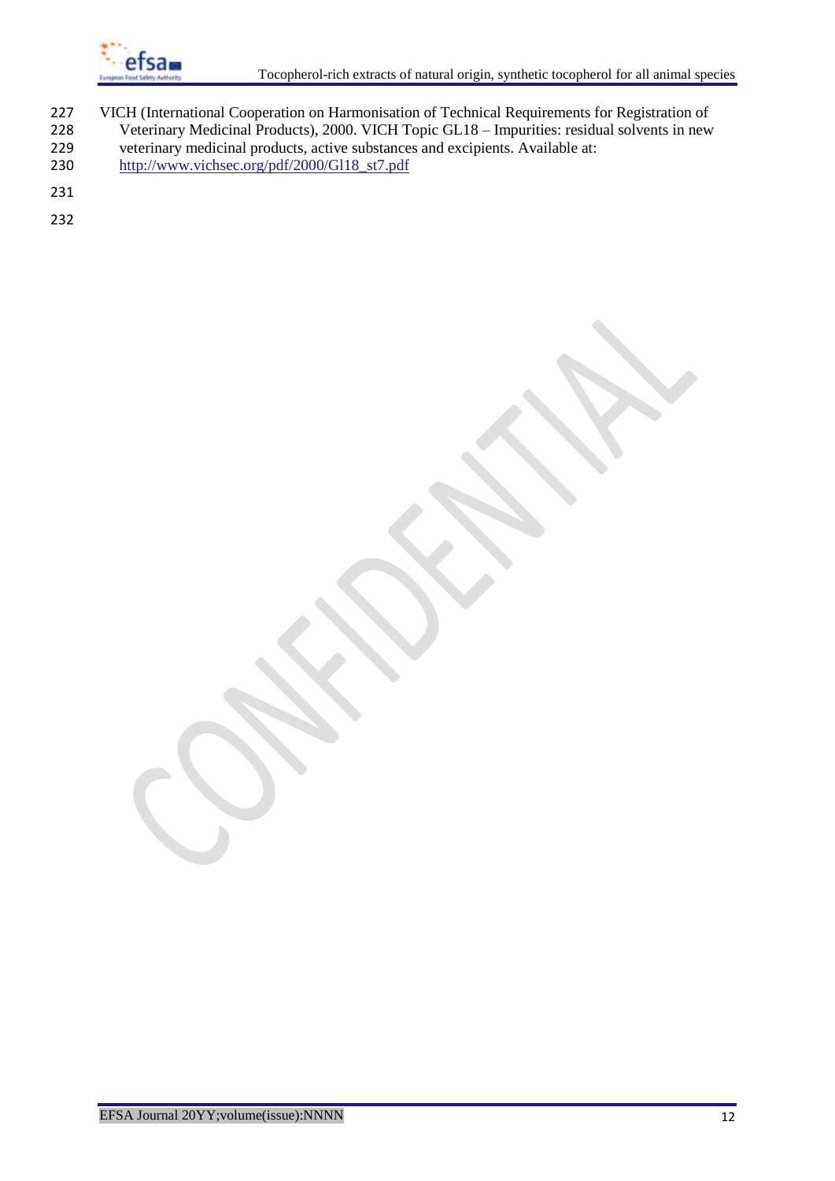VICH (International Cooperation on Harmonisation of Technical Requirements for Registration of Veterinary Medicinal Products), 2000. VICH Topic GL18 – Impurities: residual solvents in new veterinary medicinal products, active substances and excipients. Available at: http://www.vichsec.org/pdf/2000/Gl18_st7.pdf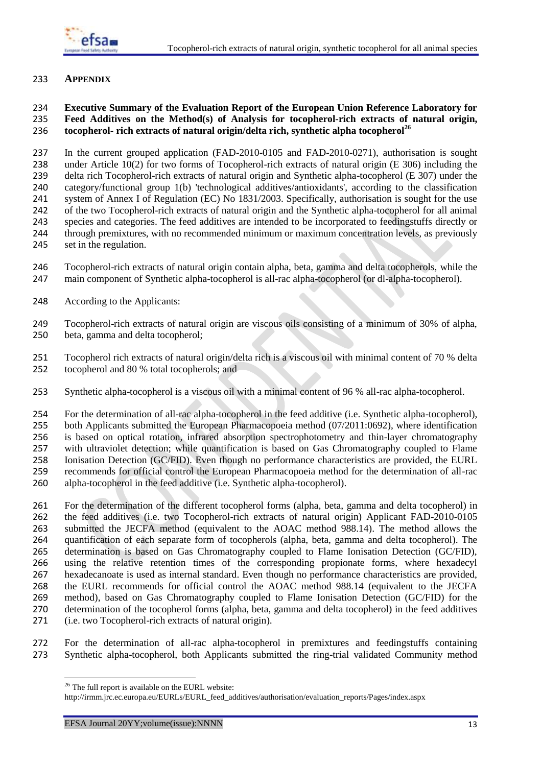## APPENDIX

**Executive Summary of the Evaluation Report of the European Union Reference Laboratory for Feed Additives on the Method(s) of Analysis for tocopherol-rich extracts of natural origin, tocopherol- rich extracts of natural origin/delta rich, synthetic alpha tocopherol**[26]

In the current grouped application (FAD-2010-0105 and FAD-2010-0271), authorisation is sought under Article 10(2) for two forms of Tocopherol-rich extracts of natural origin (E 306) including the delta rich Tocopherol-rich extracts of natural origin and Synthetic alpha-tocopherol (E 307) under the category/functional group 1(b) 'technological additives/antioxidants', according to the classification system of Annex I of Regulation (EC) No 1831/2003. Specifically, authorisation is sought for the use of the two Tocopherol-rich extracts of natural origin and the Synthetic alpha-tocopherol for all animal species and categories. The feed additives are intended to be incorporated to feedingstuffs directly or through premixtures, with no recommended minimum or maximum concentration levels, as previously set in the regulation.

Tocopherol-rich extracts of natural origin contain alpha, beta, gamma and delta tocopherols, while the main component of Synthetic alpha-tocopherol is all-rac alpha-tocopherol (or dl-alpha-tocopherol).

According to the Applicants:

Tocopherol-rich extracts of natural origin are viscous oils consisting of a minimum of 30% of alpha, beta, gamma and delta tocopherol;

Tocopherol rich extracts of natural origin/delta rich is a viscous oil with minimal content of 70 % delta tocopherol and 80 % total tocopherols; and

Synthetic alpha-tocopherol is a viscous oil with a minimal content of 96 % all-rac alpha-tocopherol.

For the determination of all-rac alpha-tocopherol in the feed additive (i.e. Synthetic alpha-tocopherol), both Applicants submitted the European Pharmacopoeia method (07/2011:0692), where identification is based on optical rotation, infrared absorption spectrophotometry and thin-layer chromatography with ultraviolet detection; while quantification is based on Gas Chromatography coupled to Flame Ionisation Detection (GC/FID). Even though no performance characteristics are provided, the EURL recommends for official control the European Pharmacopoeia method for the determination of all-rac alpha-tocopherol in the feed additive (i.e. Synthetic alpha-tocopherol).

For the determination of the different tocopherol forms (alpha, beta, gamma and delta tocopherol) in the feed additives (i.e. two Tocopherol-rich extracts of natural origin) Applicant FAD-2010-0105 submitted the JECFA method (equivalent to the AOAC method 988.14). The method allows the quantification of each separate form of tocopherols (alpha, beta, gamma and delta tocopherol). The determination is based on Gas Chromatography coupled to Flame Ionisation Detection (GC/FID), using the relative retention times of the corresponding propionate forms, where hexadecyl hexadecanoate is used as internal standard. Even though no performance characteristics are provided, the EURL recommends for official control the AOAC method 988.14 (equivalent to the JECFA method), based on Gas Chromatography coupled to Flame Ionisation Detection (GC/FID) for the determination of the tocopherol forms (alpha, beta, gamma and delta tocopherol) in the feed additives (i.e. two Tocopherol-rich extracts of natural origin).

For the determination of all-rac alpha-tocopherol in premixtures and feedingstuffs containing Synthetic alpha-tocopherol, both Applicants submitted the ring-trial validated Community method

---

[26] The full report is available on the EURL website: http://irmm.jrc.ec.europa.eu/EURLs/EURL_feed_additives/authorisation/evaluation_reports/Pages/index.aspx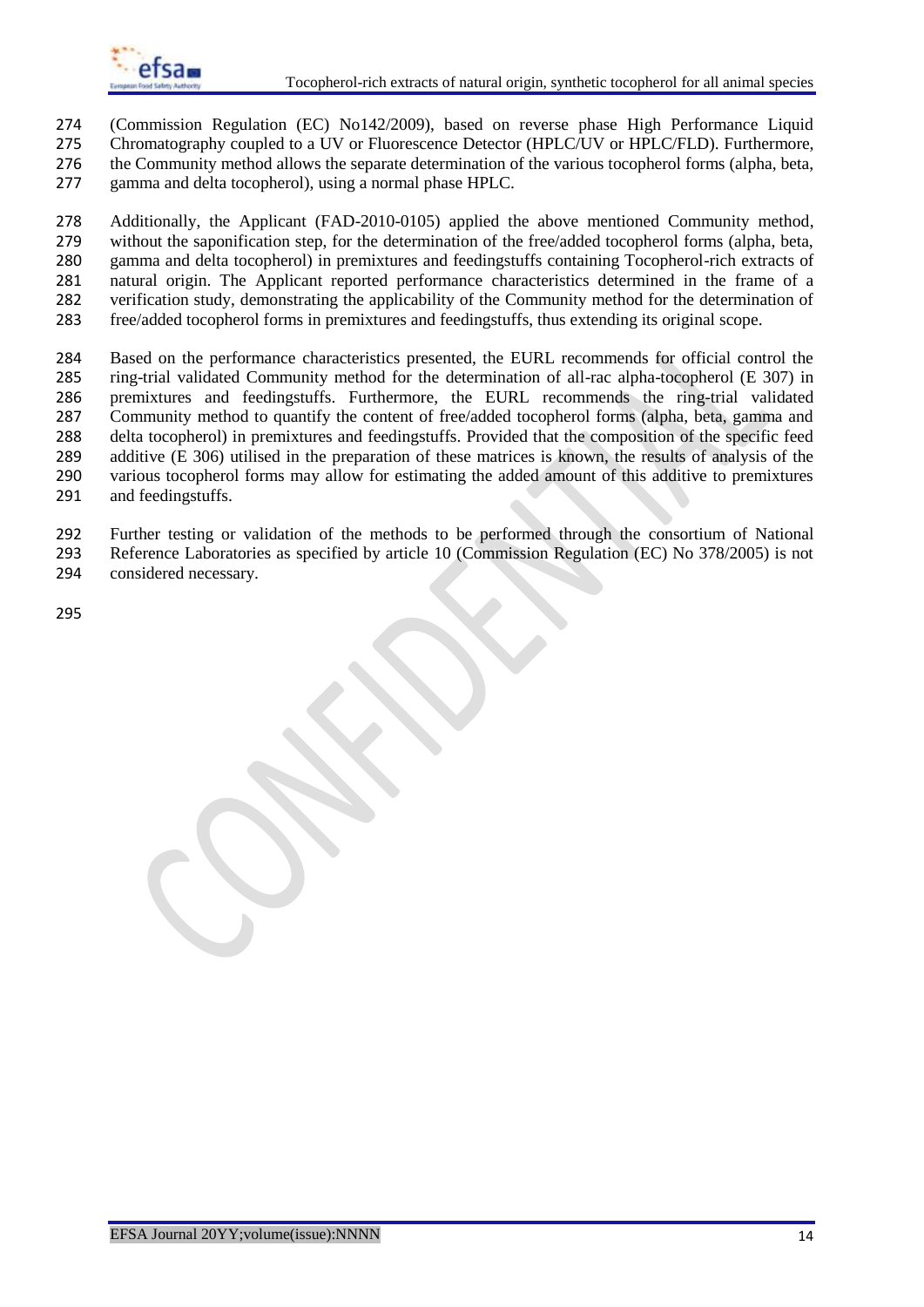(Commission Regulation (EC) No142/2009), based on reverse phase High Performance Liquid Chromatography coupled to a UV or Fluorescence Detector (HPLC/UV or HPLC/FLD). Furthermore, the Community method allows the separate determination of the various tocopherol forms (alpha, beta, gamma and delta tocopherol), using a normal phase HPLC.

Additionally, the Applicant (FAD-2010-0105) applied the above mentioned Community method, without the saponification step, for the determination of the free/added tocopherol forms (alpha, beta, gamma and delta tocopherol) in premixtures and feedingstuffs containing Tocopherol-rich extracts of natural origin. The Applicant reported performance characteristics determined in the frame of a verification study, demonstrating the applicability of the Community method for the determination of free/added tocopherol forms in premixtures and feedingstuffs, thus extending its original scope.

Based on the performance characteristics presented, the EURL recommends for official control the ring-trial validated Community method for the determination of all-rac alpha-tocopherol (E 307) in premixtures and feedingstuffs. Furthermore, the EURL recommends the ring-trial validated Community method to quantify the content of free/added tocopherol forms (alpha, beta, gamma and delta tocopherol) in premixtures and feedingstuffs. Provided that the composition of the specific feed additive (E 306) utilised in the preparation of these matrices is known, the results of analysis of the various tocopherol forms may allow for estimating the added amount of this additive to premixtures and feedingstuffs.

Further testing or validation of the methods to be performed through the consortium of National Reference Laboratories as specified by article 10 (Commission Regulation (EC) No 378/2005) is not considered necessary.